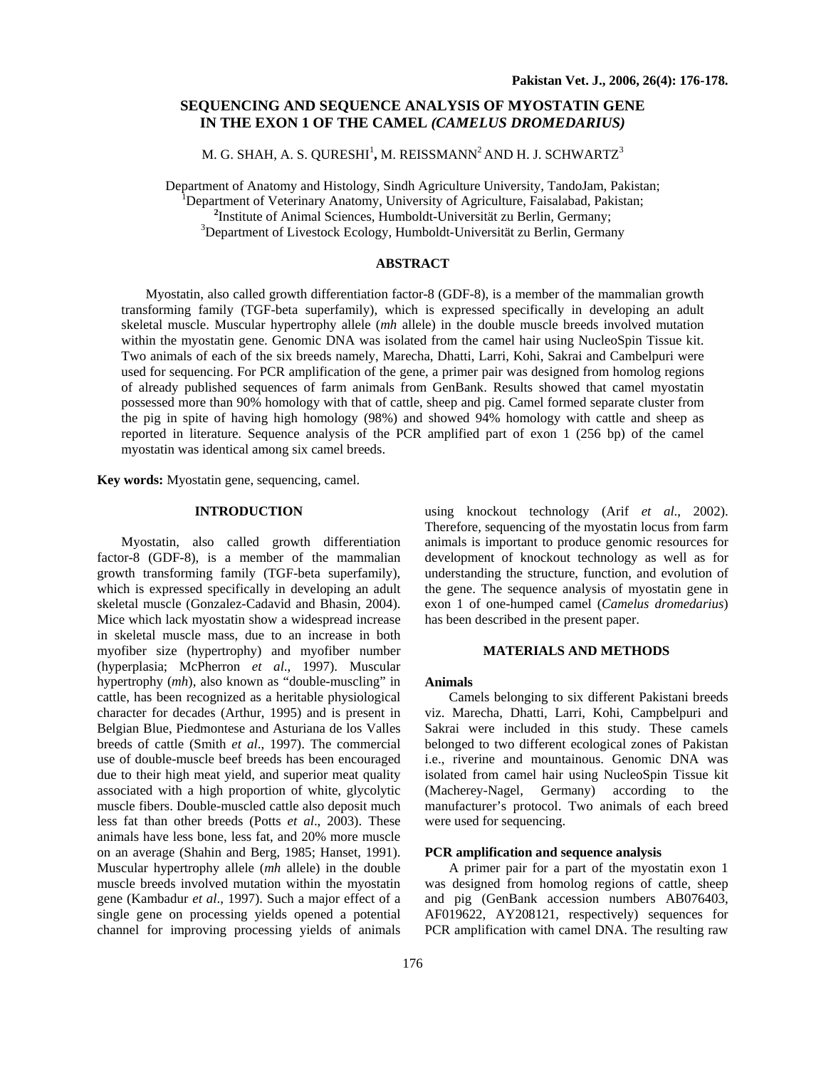# SEQUENCING AND SEQUENCE ANALYSIS OF MYOSTATIN GENE IN THE EXON 1 OF THE CAMEL *(CAMELUS DROMEDARIUS)*

M. G. SHAH, A. S. QURESHI[1], M. REISSMANN[2] AND H. J. SCHWARTZ[3]

Department of Anatomy and Histology, Sindh Agriculture University, TandoJam, Pakistan;
[1]Department of Veterinary Anatomy, University of Agriculture, Faisalabad, Pakistan;
[2]Institute of Animal Sciences, Humboldt-Universität zu Berlin, Germany;
[3]Department of Livestock Ecology, Humboldt-Universität zu Berlin, Germany

## ABSTRACT

Myostatin, also called growth differentiation factor-8 (GDF-8), is a member of the mammalian growth transforming family (TGF-beta superfamily), which is expressed specifically in developing an adult skeletal muscle. Muscular hypertrophy allele (*mh* allele) in the double muscle breeds involved mutation within the myostatin gene. Genomic DNA was isolated from the camel hair using NucleoSpin Tissue kit. Two animals of each of the six breeds namely, Marecha, Dhatti, Larri, Kohi, Sakrai and Cambelpuri were used for sequencing. For PCR amplification of the gene, a primer pair was designed from homolog regions of already published sequences of farm animals from GenBank. Results showed that camel myostatin possessed more than 90% homology with that of cattle, sheep and pig. Camel formed separate cluster from the pig in spite of having high homology (98%) and showed 94% homology with cattle and sheep as reported in literature. Sequence analysis of the PCR amplified part of exon 1 (256 bp) of the camel myostatin was identical among six camel breeds.

**Key words:** Myostatin gene, sequencing, camel.

## INTRODUCTION

Myostatin, also called growth differentiation factor-8 (GDF-8), is a member of the mammalian growth transforming family (TGF-beta superfamily), which is expressed specifically in developing an adult skeletal muscle (Gonzalez-Cadavid and Bhasin, 2004). Mice which lack myostatin show a widespread increase in skeletal muscle mass, due to an increase in both myofiber size (hypertrophy) and myofiber number (hyperplasia; McPherron *et al*., 1997). Muscular hypertrophy (*mh*), also known as "double-muscling" in cattle, has been recognized as a heritable physiological character for decades (Arthur, 1995) and is present in Belgian Blue, Piedmontese and Asturiana de los Valles breeds of cattle (Smith *et al*., 1997). The commercial use of double-muscle beef breeds has been encouraged due to their high meat yield, and superior meat quality associated with a high proportion of white, glycolytic muscle fibers. Double-muscled cattle also deposit much less fat than other breeds (Potts *et al*., 2003). These animals have less bone, less fat, and 20% more muscle on an average (Shahin and Berg, 1985; Hanset, 1991). Muscular hypertrophy allele (*mh* allele) in the double muscle breeds involved mutation within the myostatin gene (Kambadur *et al*., 1997). Such a major effect of a single gene on processing yields opened a potential channel for improving processing yields of animals using knockout technology (Arif *et al*., 2002). Therefore, sequencing of the myostatin locus from farm animals is important to produce genomic resources for development of knockout technology as well as for understanding the structure, function, and evolution of the gene. The sequence analysis of myostatin gene in exon 1 of one-humped camel (*Camelus dromedarius*) has been described in the present paper.

## MATERIALS AND METHODS

### Animals

Camels belonging to six different Pakistani breeds viz. Marecha, Dhatti, Larri, Kohi, Campbelpuri and Sakrai were included in this study. These camels belonged to two different ecological zones of Pakistan i.e., riverine and mountainous. Genomic DNA was isolated from camel hair using NucleoSpin Tissue kit (Macherey-Nagel, Germany) according to the manufacturer's protocol. Two animals of each breed were used for sequencing.

### PCR amplification and sequence analysis

A primer pair for a part of the myostatin exon 1 was designed from homolog regions of cattle, sheep and pig (GenBank accession numbers AB076403, AF019622, AY208121, respectively) sequences for PCR amplification with camel DNA. The resulting raw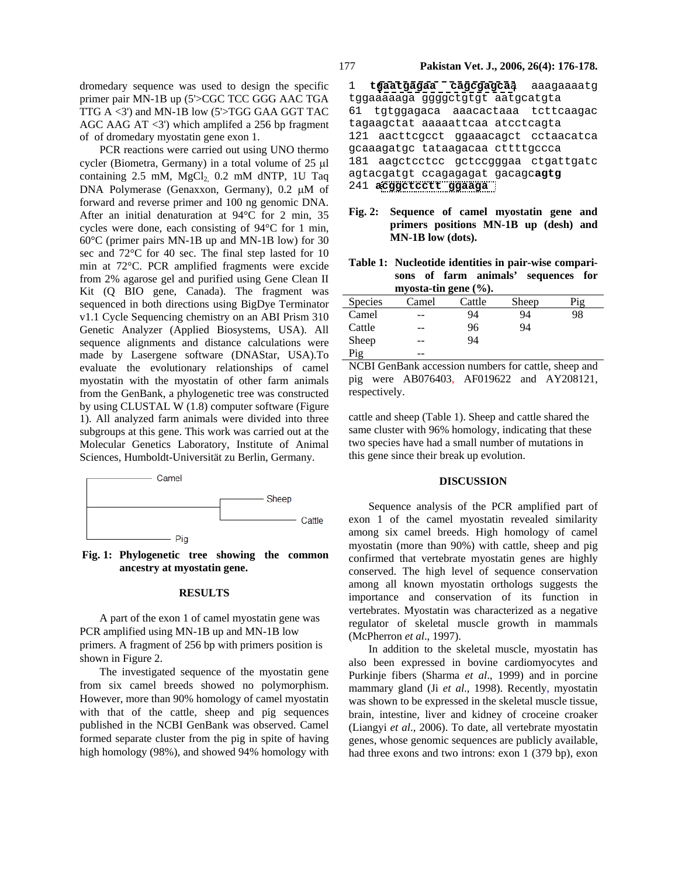dromedary sequence was used to design the specific primer pair MN-1B up (5'>CGC TCC GGG AAC TGA TTG A <3') and MN-1B low (5'>TGG GAA GGT TAC AGC AAG AT <3') which amplifed a 256 bp fragment of of dromedary myostatin gene exon 1.

PCR reactions were carried out using UNO thermo cycler (Biometra, Germany) in a total volume of 25 µl containing 2.5 mM, $MgCl_2$, 0.2 mM dNTP, 1U Taq DNA Polymerase (Genaxxon, Germany), 0.2 µM of forward and reverse primer and 100 ng genomic DNA. After an initial denaturation at 94°C for 2 min, 35 cycles were done, each consisting of 94°C for 1 min, 60°C (primer pairs MN-1B up and MN-1B low) for 30 sec and 72°C for 40 sec. The final step lasted for 10 min at 72°C. PCR amplified fragments were excide from 2% agarose gel and purified using Gene Clean II Kit (Q BIO gene, Canada). The fragment was sequenced in both directions using BigDye Terminator v1.1 Cycle Sequencing chemistry on an ABI Prism 310 Genetic Analyzer (Applied Biosystems, USA). All sequence alignments and distance calculations were made by Lasergene software (DNAStar, USA).To evaluate the evolutionary relationships of camel myostatin with the myostatin of other farm animals from the GenBank, a phylogenetic tree was constructed by using CLUSTAL W (1.8) computer software (Figure 1). All analyzed farm animals were divided into three subgroups at this gene. This work was carried out at the Molecular Genetics Laboratory, Institute of Animal Sciences, Humboldt-Universität zu Berlin, Germany.

Camel
Sheep
Cattle
Pig

**Fig. 1: Phylogenetic tree showing the common ancestry at myostatin gene.**

## RESULTS

A part of the exon 1 of camel myostatin gene was PCR amplified using MN-1B up and MN-1B low primers. A fragment of 256 bp with primers position is shown in Figure 2.

The investigated sequence of the myostatin gene from six camel breeds showed no polymorphism. However, more than 90% homology of camel myostatin with that of the cattle, sheep and pig sequences published in the NCBI GenBank was observed. Camel formed separate cluster from the pig in spite of having high homology (98%), and showed 94% homology with cattle and sheep (Table 1). Sheep and cattle shared the same cluster with 96% homology, indicating that these two species have had a small number of mutations in this gene since their break up evolution.

```
1   tgaatgagaa  cagcgagcaa  aaagaaaatg
tggaaaaaga ggggctgtgt aatgcatgta
61  tgtggagaca  aaacactaaa  tcttcaagac
tagaagctat aaaaattcaa atcctcagta
121 aacttcgcct  ggaaacagct  cctaacatca
gcaaagatgc tataagacaa cttttgccca
181 aagctcctcc  gctccgggaa  ctgattgatc
agtacgatgt ccagagagat gacagcagtg
241 acggctcctt  ggaaga
```

**Fig. 2: Sequence of camel myostatin gene and primers positions MN-1B up (desh) and MN-1B low (dots).**

**Table 1: Nucleotide identities in pair-wise comparisons of farm animals' sequences for myosta-tin gene (%).**

| Species | Camel | Cattle | Sheep | Pig |
|---|---|---|---|---|
| Camel | -- | 94 | 94 | 98 |
| Cattle | -- | 96 | 94 | |
| Sheep | -- | 94 | | |
| Pig | -- | | | |

NCBI GenBank accession numbers for cattle, sheep and pig were AB076403, AF019622 and AY208121, respectively.

## DISCUSSION

Sequence analysis of the PCR amplified part of exon 1 of the camel myostatin revealed similarity among six camel breeds. High homology of camel myostatin (more than 90%) with cattle, sheep and pig confirmed that vertebrate myostatin genes are highly conserved. The high level of sequence conservation among all known myostatin orthologs suggests the importance and conservation of its function in vertebrates. Myostatin was characterized as a negative regulator of skeletal muscle growth in mammals (McPherron *et al*., 1997).

In addition to the skeletal muscle, myostatin has also been expressed in bovine cardiomyocytes and Purkinje fibers (Sharma *et al*., 1999) and in porcine mammary gland (Ji *et al*., 1998). Recently, myostatin was shown to be expressed in the skeletal muscle tissue, brain, intestine, liver and kidney of croceine croaker (Liangyi *et al*., 2006). To date, all vertebrate myostatin genes, whose genomic sequences are publicly available, had three exons and two introns: exon 1 (379 bp), exon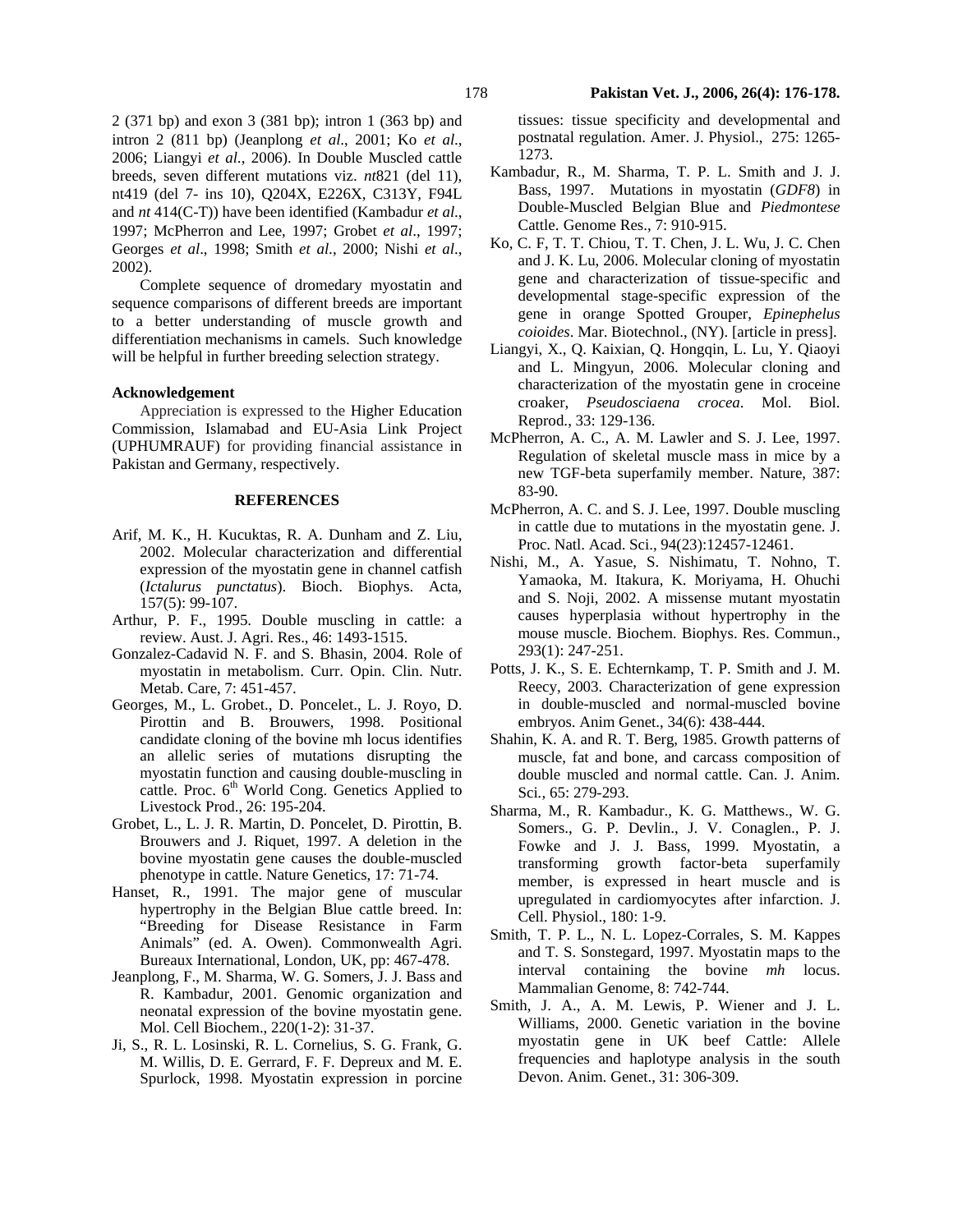2 (371 bp) and exon 3 (381 bp); intron 1 (363 bp) and intron 2 (811 bp) (Jeanplong *et al*., 2001; Ko *et al*., 2006; Liangyi *et al*., 2006). In Double Muscled cattle breeds, seven different mutations viz. *nt*821 (del 11), nt419 (del 7- ins 10), Q204X, E226X, C313Y, F94L and *nt* 414(C-T)) have been identified (Kambadur *et al*., 1997; McPherron and Lee, 1997; Grobet *et al*., 1997; Georges *et al*., 1998; Smith *et al*., 2000; Nishi *et al*., 2002).

Complete sequence of dromedary myostatin and sequence comparisons of different breeds are important to a better understanding of muscle growth and differentiation mechanisms in camels. Such knowledge will be helpful in further breeding selection strategy.

**Acknowledgement**

Appreciation is expressed to the Higher Education Commission, Islamabad and EU-Asia Link Project (UPHUMRAUF) for providing financial assistance in Pakistan and Germany, respectively.

## REFERENCES

Arif, M. K., H. Kucuktas, R. A. Dunham and Z. Liu, 2002. Molecular characterization and differential expression of the myostatin gene in channel catfish (*Ictalurus punctatus*). Bioch. Biophys. Acta, 157(5): 99-107.

Arthur, P. F., 1995. Double muscling in cattle: a review. Aust. J. Agri. Res., 46: 1493-1515.

Gonzalez-Cadavid N. F. and S. Bhasin, 2004. Role of myostatin in metabolism. Curr. Opin. Clin. Nutr. Metab. Care, 7: 451-457.

Georges, M., L. Grobet., D. Poncelet., L. J. Royo, D. Pirottin and B. Brouwers, 1998. Positional candidate cloning of the bovine mh locus identifies an allelic series of mutations disrupting the myostatin function and causing double-muscling in cattle. Proc. 6th World Cong. Genetics Applied to Livestock Prod., 26: 195-204.

Grobet, L., L. J. R. Martin, D. Poncelet, D. Pirottin, B. Brouwers and J. Riquet, 1997. A deletion in the bovine myostatin gene causes the double-muscled phenotype in cattle. Nature Genetics, 17: 71-74.

Hanset, R., 1991. The major gene of muscular hypertrophy in the Belgian Blue cattle breed. In: "Breeding for Disease Resistance in Farm Animals" (ed. A. Owen). Commonwealth Agri. Bureaux International, London, UK, pp: 467-478.

Jeanplong, F., M. Sharma, W. G. Somers, J. J. Bass and R. Kambadur, 2001. Genomic organization and neonatal expression of the bovine myostatin gene. Mol. Cell Biochem., 220(1-2): 31-37.

Ji, S., R. L. Losinski, R. L. Cornelius, S. G. Frank, G. M. Willis, D. E. Gerrard, F. F. Depreux and M. E. Spurlock, 1998. Myostatin expression in porcine tissues: tissue specificity and developmental and postnatal regulation. Amer. J. Physiol., 275: 1265-1273.

Kambadur, R., M. Sharma, T. P. L. Smith and J. J. Bass, 1997. Mutations in myostatin (*GDF8*) in Double-Muscled Belgian Blue and *Piedmontese* Cattle. Genome Res., 7: 910-915.

Ko, C. F, T. T. Chiou, T. T. Chen, J. L. Wu, J. C. Chen and J. K. Lu, 2006. Molecular cloning of myostatin gene and characterization of tissue-specific and developmental stage-specific expression of the gene in orange Spotted Grouper, *Epinephelus coioides*. Mar. Biotechnol., (NY). [article in press].

Liangyi, X., Q. Kaixian, Q. Hongqin, L. Lu, Y. Qiaoyi and L. Mingyun, 2006. Molecular cloning and characterization of the myostatin gene in croceine croaker, *Pseudosciaena crocea*. Mol. Biol. Reprod., 33: 129-136.

McPherron, A. C., A. M. Lawler and S. J. Lee, 1997. Regulation of skeletal muscle mass in mice by a new TGF-beta superfamily member. Nature, 387: 83-90.

McPherron, A. C. and S. J. Lee, 1997. Double muscling in cattle due to mutations in the myostatin gene. J. Proc. Natl. Acad. Sci., 94(23):12457-12461.

Nishi, M., A. Yasue, S. Nishimatu, T. Nohno, T. Yamaoka, M. Itakura, K. Moriyama, H. Ohuchi and S. Noji, 2002. A missense mutant myostatin causes hyperplasia without hypertrophy in the mouse muscle. Biochem. Biophys. Res. Commun., 293(1): 247-251.

Potts, J. K., S. E. Echternkamp, T. P. Smith and J. M. Reecy, 2003. Characterization of gene expression in double-muscled and normal-muscled bovine embryos. Anim Genet., 34(6): 438-444.

Shahin, K. A. and R. T. Berg, 1985. Growth patterns of muscle, fat and bone, and carcass composition of double muscled and normal cattle. Can. J. Anim. Sci., 65: 279-293.

Sharma, M., R. Kambadur., K. G. Matthews., W. G. Somers., G. P. Devlin., J. V. Conaglen., P. J. Fowke and J. J. Bass, 1999. Myostatin, a transforming growth factor-beta superfamily member, is expressed in heart muscle and is upregulated in cardiomyocytes after infarction. J. Cell. Physiol., 180: 1-9.

Smith, T. P. L., N. L. Lopez-Corrales, S. M. Kappes and T. S. Sonstegard, 1997. Myostatin maps to the interval containing the bovine *mh* locus. Mammalian Genome, 8: 742-744.

Smith, J. A., A. M. Lewis, P. Wiener and J. L. Williams, 2000. Genetic variation in the bovine myostatin gene in UK beef Cattle: Allele frequencies and haplotype analysis in the south Devon. Anim. Genet., 31: 306-309.